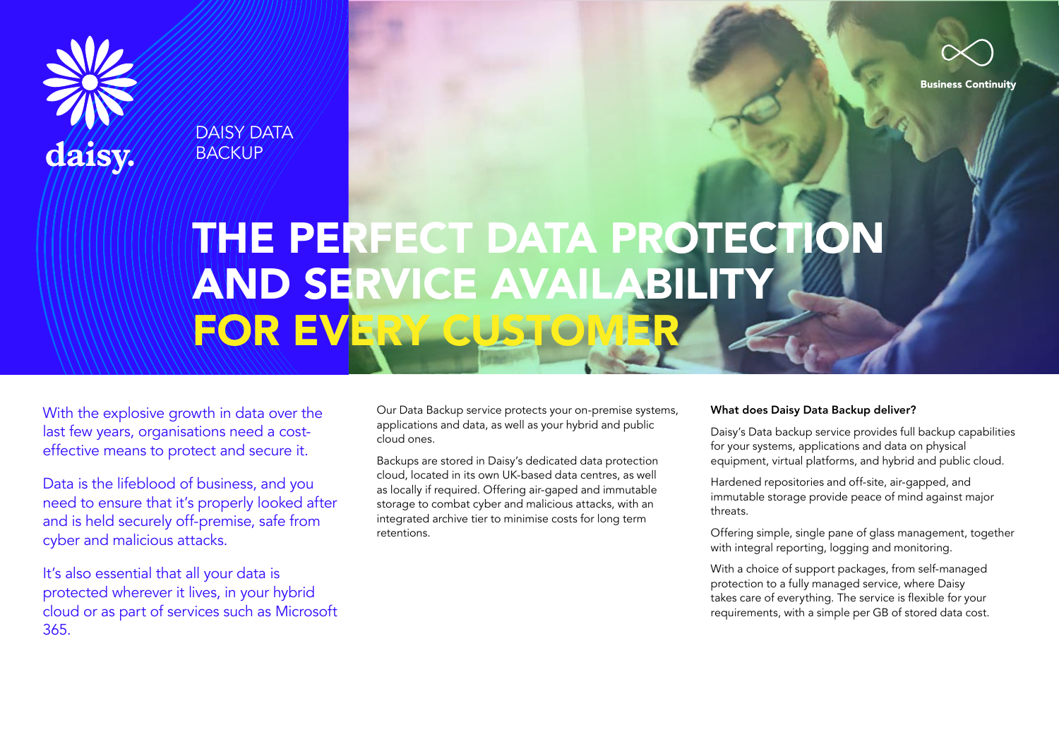daisy.

DAISY DATA BACKUP

Business Continuity

# THE PERFECT DATA PROTECTION AND SERVICE AVAILABILITY FOR EVERY CUSTOMER

With the explosive growth in data over the last few years, organisations need a cost-effective means to protect and secure it.

Data is the lifeblood of business, and you need to ensure that it's properly looked after and is held securely off-premise, safe from cyber and malicious attacks.

It's also essential that all your data is protected wherever it lives, in your hybrid cloud or as part of services such as Microsoft 365.

Our Data Backup service protects your on-premise systems, applications and data, as well as your hybrid and public cloud ones.

Backups are stored in Daisy's dedicated data protection cloud, located in its own UK-based data centres, as well as locally if required. Offering air-gaped and immutable storage to combat cyber and malicious attacks, with an integrated archive tier to minimise costs for long term retentions.

**What does Daisy Data Backup deliver?**

Daisy's Data backup service provides full backup capabilities for your systems, applications and data on physical equipment, virtual platforms, and hybrid and public cloud.

Hardened repositories and off-site, air-gapped, and immutable storage provide peace of mind against major threats.

Offering simple, single pane of glass management, together with integral reporting, logging and monitoring.

With a choice of support packages, from self-managed protection to a fully managed service, where Daisy takes care of everything. The service is flexible for your requirements, with a simple per GB of stored data cost.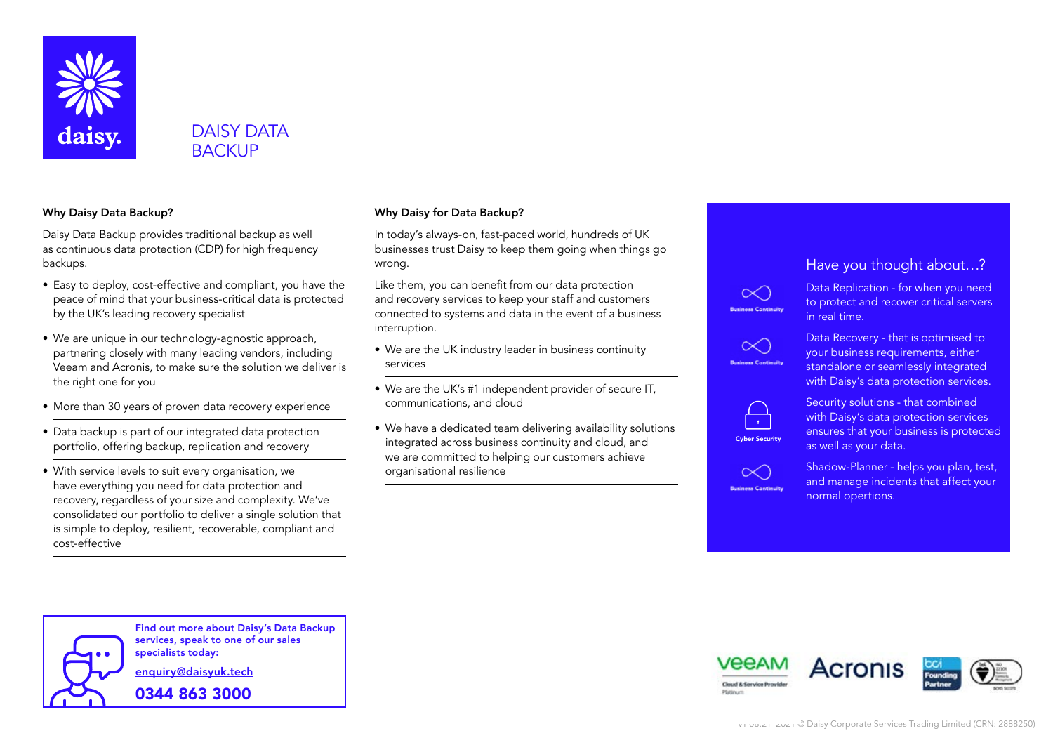# DAISY DATA BACKUP

### Why Daisy Data Backup?

Daisy Data Backup provides traditional backup as well as continuous data protection (CDP) for high frequency backups.

- Easy to deploy, cost-effective and compliant, you have the peace of mind that your business-critical data is protected by the UK's leading recovery specialist
- We are unique in our technology-agnostic approach, partnering closely with many leading vendors, including Veeam and Acronis, to make sure the solution we deliver is the right one for you
- More than 30 years of proven data recovery experience
- Data backup is part of our integrated data protection portfolio, offering backup, replication and recovery
- With service levels to suit every organisation, we have everything you need for data protection and recovery, regardless of your size and complexity. We've consolidated our portfolio to deliver a single solution that is simple to deploy, resilient, recoverable, compliant and cost-effective

### Why Daisy for Data Backup?

In today's always-on, fast-paced world, hundreds of UK businesses trust Daisy to keep them going when things go wrong.

Like them, you can benefit from our data protection and recovery services to keep your staff and customers connected to systems and data in the event of a business interruption.

- We are the UK industry leader in business continuity services
- We are the UK's #1 independent provider of secure IT, communications, and cloud
- We have a dedicated team delivering availability solutions integrated across business continuity and cloud, and we are committed to helping our customers achieve organisational resilience

## Have you thought about…?

Business Continuity

Data Replication - for when you need to protect and recover critical servers in real time.

Business Continuity

Data Recovery - that is optimised to your business requirements, either standalone or seamlessly integrated with Daisy's data protection services.

Cyber Security

Security solutions - that combined with Daisy's data protection services ensures that your business is protected as well as your data.

Business Continuity

Shadow-Planner - helps you plan, test, and manage incidents that affect your normal opertions.

**Find out more about Daisy's Data Backup services, speak to one of our sales specialists today:**

enquiry@daisyuk.tech

**0344 863 3000**

Veeam Cloud & Service Provider Platinum

Acronis

bci Founding Partner

V1 08.21 2021 © Daisy Corporate Services Trading Limited (CRN: 2888250)